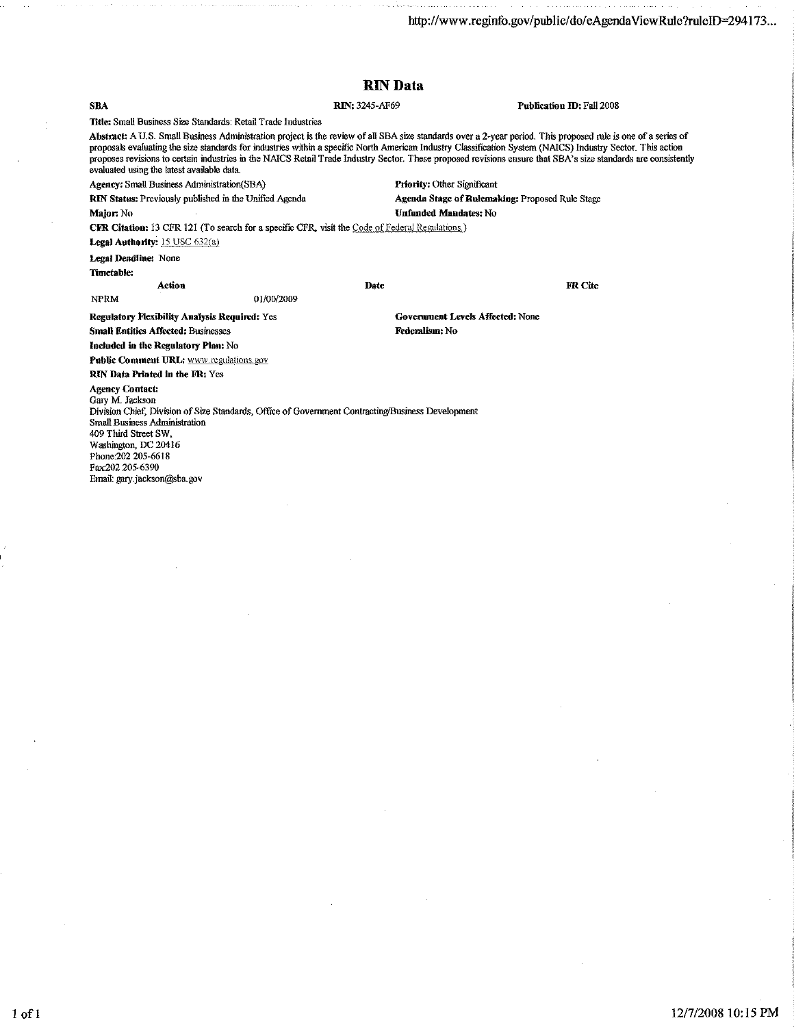# RIN Data

**SBA** **RIN:** 3245-AF69 **Publication ID:** Fall 2008

**Title:** Small Business Size Standards: Retail Trade Industries

**Abstract:** A U.S. Small Business Administration project is the review of all SBA size standards over a 2-year period. This proposed rule is one of a series of proposals evaluating the size standards for industries within a specific North American Industry Classification System (NAICS) Industry Sector. This action proposes revisions to certain industries in the NAICS Retail Trade Industry Sector. These proposed revisions ensure that SBA's size standards are consistently evaluated using the latest available data.

**Agency:** Small Business Administration(SBA)

**Priority:** Other Significant

**RIN Status:** Previously published in the Unified Agenda

**Agenda Stage of Rulemaking:** Proposed Rule Stage

**Major:** No

**Unfunded Mandates:** No

**CFR Citation:** 13 CFR 121 (To search for a specific CFR, visit the Code of Federal Regulations.)

**Legal Authority:** 15 USC 632(a)

**Legal Deadline:** None

**Timetable:**

| Action | Date | FR Cite |
|---|---|---|
| NPRM | 01/00/2009 | |

**Regulatory Flexibility Analysis Required:** Yes

**Government Levels Affected:** None

**Small Entities Affected:** Businesses

**Federalism:** No

**Included in the Regulatory Plan:** No

**Public Comment URL:** www.regulations.gov

**RIN Data Printed in the FR:** Yes

**Agency Contact:**
Gary M. Jackson
Division Chief, Division of Size Standards, Office of Government Contracting/Business Development
Small Business Administration
409 Third Street SW,
Washington, DC 20416
Phone:202 205-6618
Fax:202 205-6390
Email: gary.jackson@sba.gov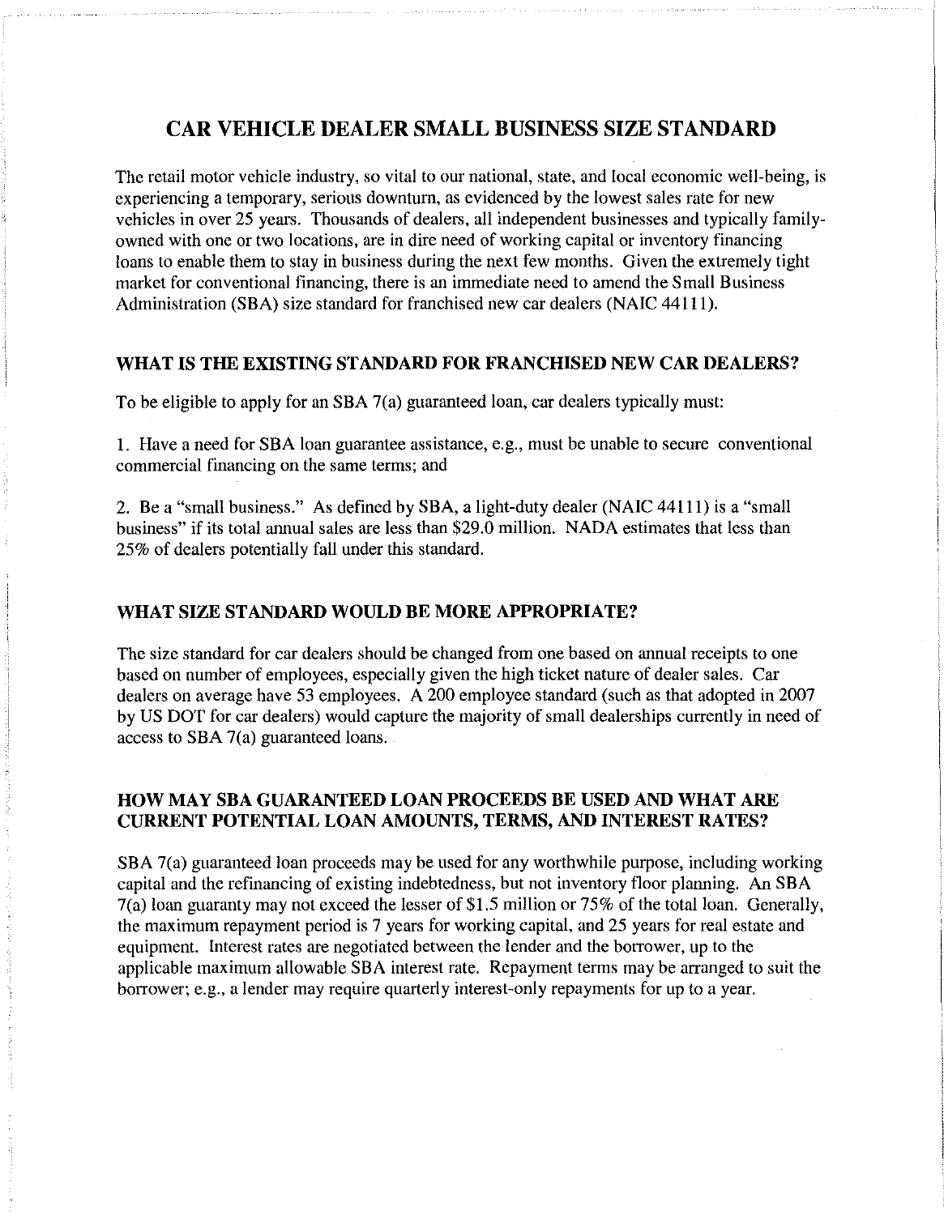# CAR VEHICLE DEALER SMALL BUSINESS SIZE STANDARD

The retail motor vehicle industry, so vital to our national, state, and local economic well-being, is experiencing a temporary, serious downturn, as evidenced by the lowest sales rate for new vehicles in over 25 years. Thousands of dealers, all independent businesses and typically family-owned with one or two locations, are in dire need of working capital or inventory financing loans to enable them to stay in business during the next few months. Given the extremely tight market for conventional financing, there is an immediate need to amend the Small Business Administration (SBA) size standard for franchised new car dealers (NAIC 44111).

## WHAT IS THE EXISTING STANDARD FOR FRANCHISED NEW CAR DEALERS?

To be eligible to apply for an SBA 7(a) guaranteed loan, car dealers typically must:

1. Have a need for SBA loan guarantee assistance, e.g., must be unable to secure conventional commercial financing on the same terms; and

2. Be a "small business." As defined by SBA, a light-duty dealer (NAIC 44111) is a "small business" if its total annual sales are less than $29.0 million. NADA estimates that less than 25% of dealers potentially fall under this standard.

## WHAT SIZE STANDARD WOULD BE MORE APPROPRIATE?

The size standard for car dealers should be changed from one based on annual receipts to one based on number of employees, especially given the high ticket nature of dealer sales. Car dealers on average have 53 employees. A 200 employee standard (such as that adopted in 2007 by US DOT for car dealers) would capture the majority of small dealerships currently in need of access to SBA 7(a) guaranteed loans.

## HOW MAY SBA GUARANTEED LOAN PROCEEDS BE USED AND WHAT ARE CURRENT POTENTIAL LOAN AMOUNTS, TERMS, AND INTEREST RATES?

SBA 7(a) guaranteed loan proceeds may be used for any worthwhile purpose, including working capital and the refinancing of existing indebtedness, but not inventory floor planning. An SBA 7(a) loan guaranty may not exceed the lesser of $1.5 million or 75% of the total loan. Generally, the maximum repayment period is 7 years for working capital, and 25 years for real estate and equipment. Interest rates are negotiated between the lender and the borrower, up to the applicable maximum allowable SBA interest rate. Repayment terms may be arranged to suit the borrower; e.g., a lender may require quarterly interest-only repayments for up to a year.